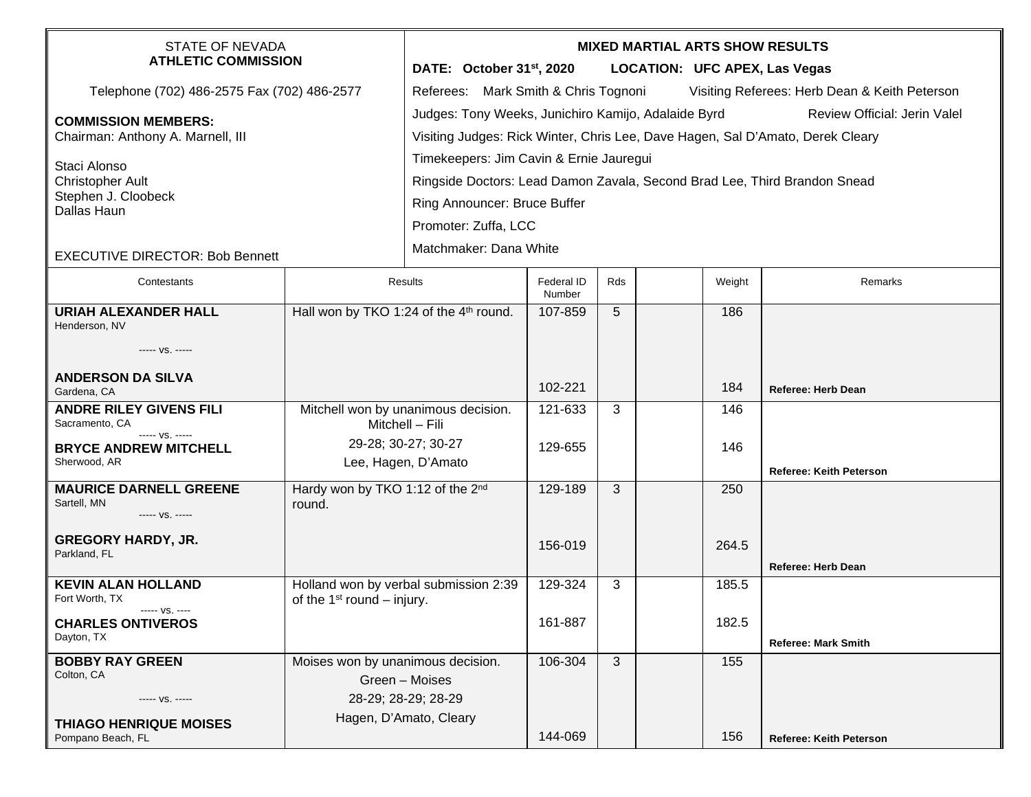STATE OF NEVADA
**ATHLETIC COMMISSION**

Telephone (702) 486-2575 Fax (702) 486-2577

**COMMISSION MEMBERS:**
Chairman: Anthony A. Marnell, III

Staci Alonso
Christopher Ault
Stephen J. Cloobeck
Dallas Haun

EXECUTIVE DIRECTOR: Bob Bennett

**MIXED MARTIAL ARTS SHOW RESULTS**

**DATE: October 31st, 2020 LOCATION: UFC APEX, Las Vegas**

Referees: Mark Smith & Chris Tognoni Visiting Referees: Herb Dean & Keith Peterson

Judges: Tony Weeks, Junichiro Kamijo, Adalaide Byrd Review Official: Jerin Valel

Visiting Judges: Rick Winter, Chris Lee, Dave Hagen, Sal D'Amato, Derek Cleary

Timekeepers: Jim Cavin & Ernie Jauregui

Ringside Doctors: Lead Damon Zavala, Second Brad Lee, Third Brandon Snead

Ring Announcer: Bruce Buffer

Promoter: Zuffa, LCC

Matchmaker: Dana White

| Contestants | Results | Federal ID Number | Rds | | Weight | Remarks |
|---|---|---|---|---|---|---|
| **URIAH ALEXANDER HALL** Henderson, NV<br>----- vs. -----<br>**ANDERSON DA SILVA** Gardena, CA | Hall won by TKO 1:24 of the 4th round. | 107-859<br>102-221 | 5 | | 186<br>184 | **Referee: Herb Dean** |
| **ANDRE RILEY GIVENS FILI** Sacramento, CA<br>----- vs. -----<br>**BRYCE ANDREW MITCHELL** Sherwood, AR | Mitchell won by unanimous decision.<br>Mitchell – Fili<br>29-28; 30-27; 30-27<br>Lee, Hagen, D'Amato | 121-633<br>129-655 | 3 | | 146<br>146 | **Referee: Keith Peterson** |
| **MAURICE DARNELL GREENE** Sartell, MN<br>----- vs. -----<br>**GREGORY HARDY, JR.** Parkland, FL | Hardy won by TKO 1:12 of the 2nd round. | 129-189<br>156-019 | 3 | | 250<br>264.5 | **Referee: Herb Dean** |
| **KEVIN ALAN HOLLAND** Fort Worth, TX<br>----- vs. ----<br>**CHARLES ONTIVEROS** Dayton, TX | Holland won by verbal submission 2:39 of the 1st round – injury. | 129-324<br>161-887 | 3 | | 185.5<br>182.5 | **Referee: Mark Smith** |
| **BOBBY RAY GREEN** Colton, CA<br>----- vs. -----<br>**THIAGO HENRIQUE MOISES** Pompano Beach, FL | Moises won by unanimous decision.<br>Green – Moises<br>28-29; 28-29; 28-29<br>Hagen, D'Amato, Cleary | 106-304<br>144-069 | 3 | | 155<br>156 | **Referee: Keith Peterson** |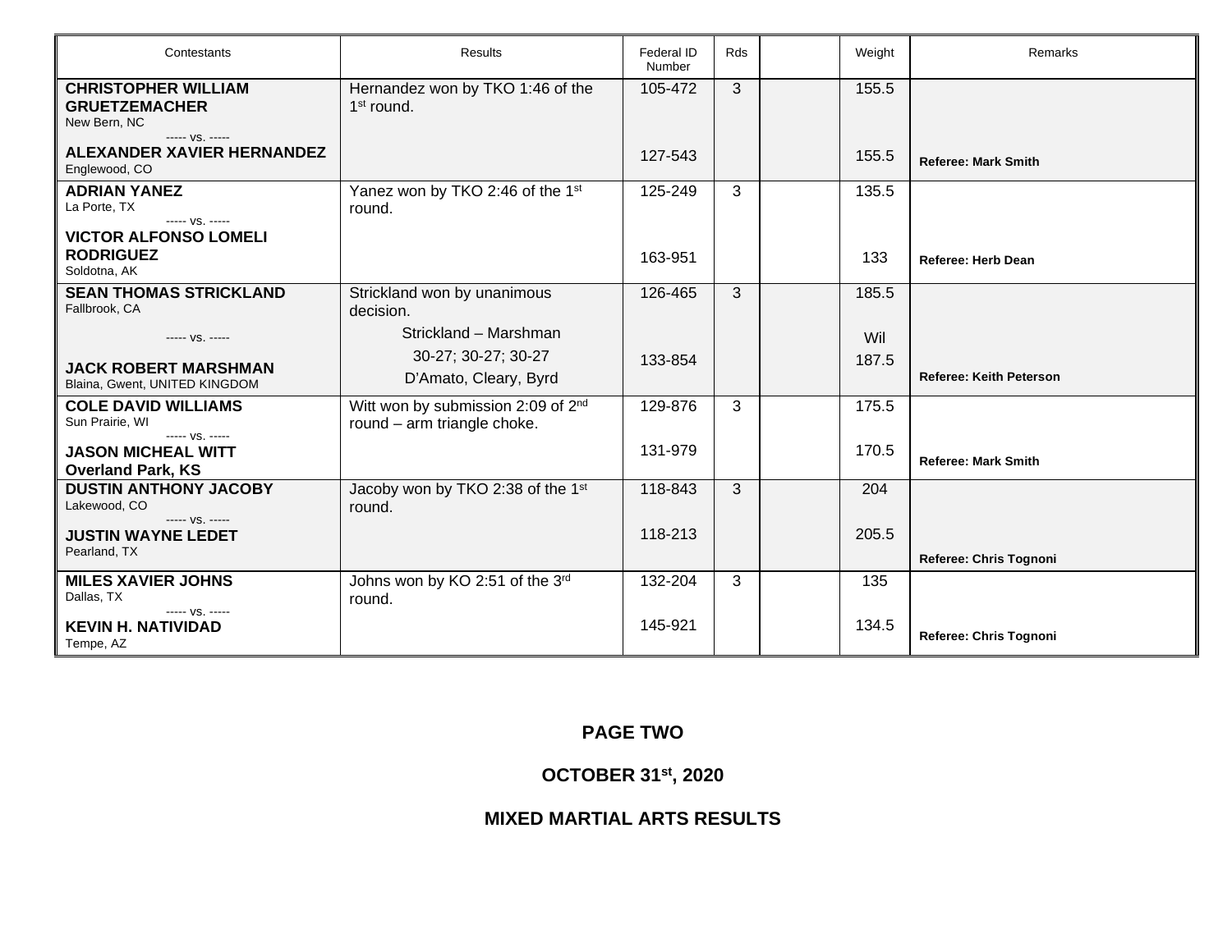| Contestants | Results | Federal ID Number | Rds | | Weight | Remarks |
|---|---|---|---|---|---|---|
| **CHRISTOPHER WILLIAM GRUETZEMACHER** New Bern, NC ----- vs. ----- **ALEXANDER XAVIER HERNANDEZ** Englewood, CO | Hernandez won by TKO 1:46 of the 1st round. | 105-472 127-543 | 3 | | 155.5 155.5 | **Referee: Mark Smith** |
| **ADRIAN YANEZ** La Porte, TX ----- vs. ----- **VICTOR ALFONSO LOMELI RODRIGUEZ** Soldotna, AK | Yanez won by TKO 2:46 of the 1st round. | 125-249 163-951 | 3 | | 135.5 133 | **Referee: Herb Dean** |
| **SEAN THOMAS STRICKLAND** Fallbrook, CA ----- vs. ----- **JACK ROBERT MARSHMAN** Blaina, Gwent, UNITED KINGDOM | Strickland won by unanimous decision. Strickland – Marshman 30-27; 30-27; 30-27 D'Amato, Cleary, Byrd | 126-465 133-854 | 3 | | 185.5 Wil 187.5 | **Referee: Keith Peterson** |
| **COLE DAVID WILLIAMS** Sun Prairie, WI ----- vs. ----- **JASON MICHEAL WITT** **Overland Park, KS** | Witt won by submission 2:09 of 2nd round – arm triangle choke. | 129-876 131-979 | 3 | | 175.5 170.5 | **Referee: Mark Smith** |
| **DUSTIN ANTHONY JACOBY** Lakewood, CO ----- vs. ----- **JUSTIN WAYNE LEDET** Pearland, TX | Jacoby won by TKO 2:38 of the 1st round. | 118-843 118-213 | 3 | | 204 205.5 | **Referee: Chris Tognoni** |
| **MILES XAVIER JOHNS** Dallas, TX ----- vs. ----- **KEVIN H. NATIVIDAD** Tempe, AZ | Johns won by KO 2:51 of the 3rd round. | 132-204 145-921 | 3 | | 135 134.5 | **Referee: Chris Tognoni** |

**PAGE TWO**

**OCTOBER 31st, 2020**

**MIXED MARTIAL ARTS RESULTS**